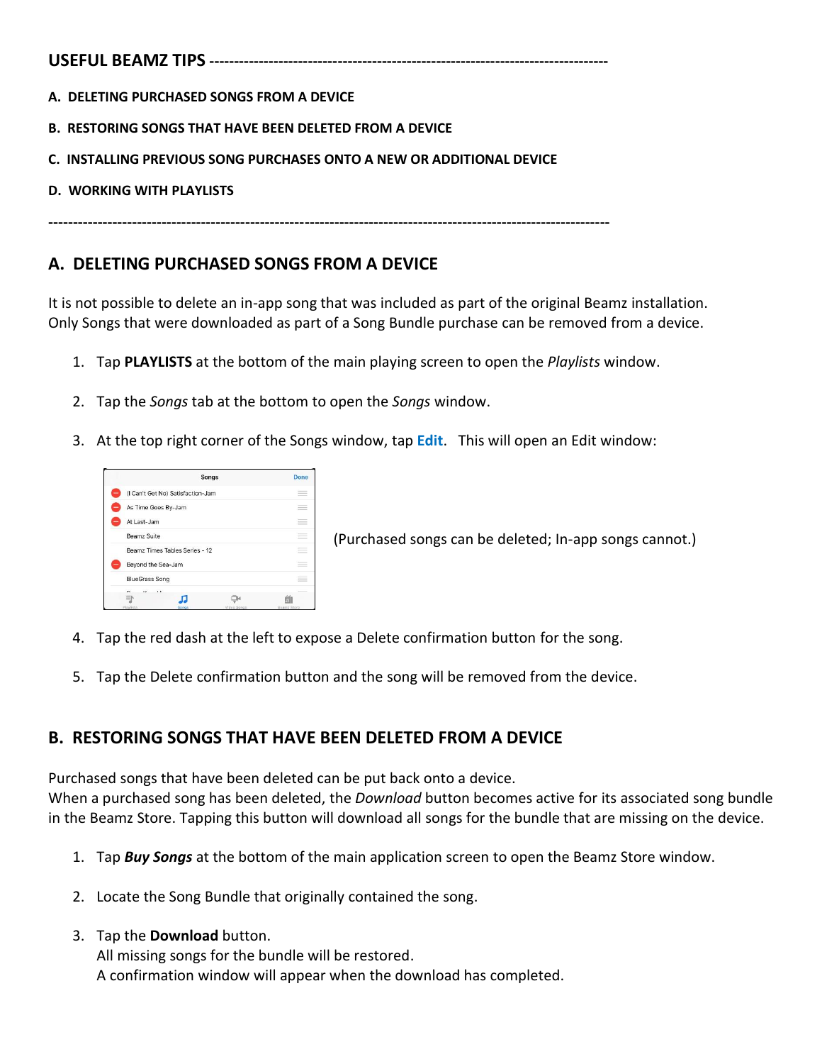## USEFUL BEAMZ TIPS

**A. DELETING PURCHASED SONGS FROM A DEVICE**

**B. RESTORING SONGS THAT HAVE BEEN DELETED FROM A DEVICE**

**C. INSTALLING PREVIOUS SONG PURCHASES ONTO A NEW OR ADDITIONAL DEVICE**

**D. WORKING WITH PLAYLISTS**

---

## A. DELETING PURCHASED SONGS FROM A DEVICE

It is not possible to delete an in-app song that was included as part of the original Beamz installation. Only Songs that were downloaded as part of a Song Bundle purchase can be removed from a device.

1. Tap **PLAYLISTS** at the bottom of the main playing screen to open the *Playlists* window.

2. Tap the *Songs* tab at the bottom to open the *Songs* window.

3. At the top right corner of the Songs window, tap **Edit**. This will open an Edit window:

(Purchased songs can be deleted; In-app songs cannot.)

4. Tap the red dash at the left to expose a Delete confirmation button for the song.

5. Tap the Delete confirmation button and the song will be removed from the device.

## B. RESTORING SONGS THAT HAVE BEEN DELETED FROM A DEVICE

Purchased songs that have been deleted can be put back onto a device.
When a purchased song has been deleted, the *Download* button becomes active for its associated song bundle in the Beamz Store. Tapping this button will download all songs for the bundle that are missing on the device.

1. Tap ***Buy Songs*** at the bottom of the main application screen to open the Beamz Store window.

2. Locate the Song Bundle that originally contained the song.

3. Tap the **Download** button.
   All missing songs for the bundle will be restored.
   A confirmation window will appear when the download has completed.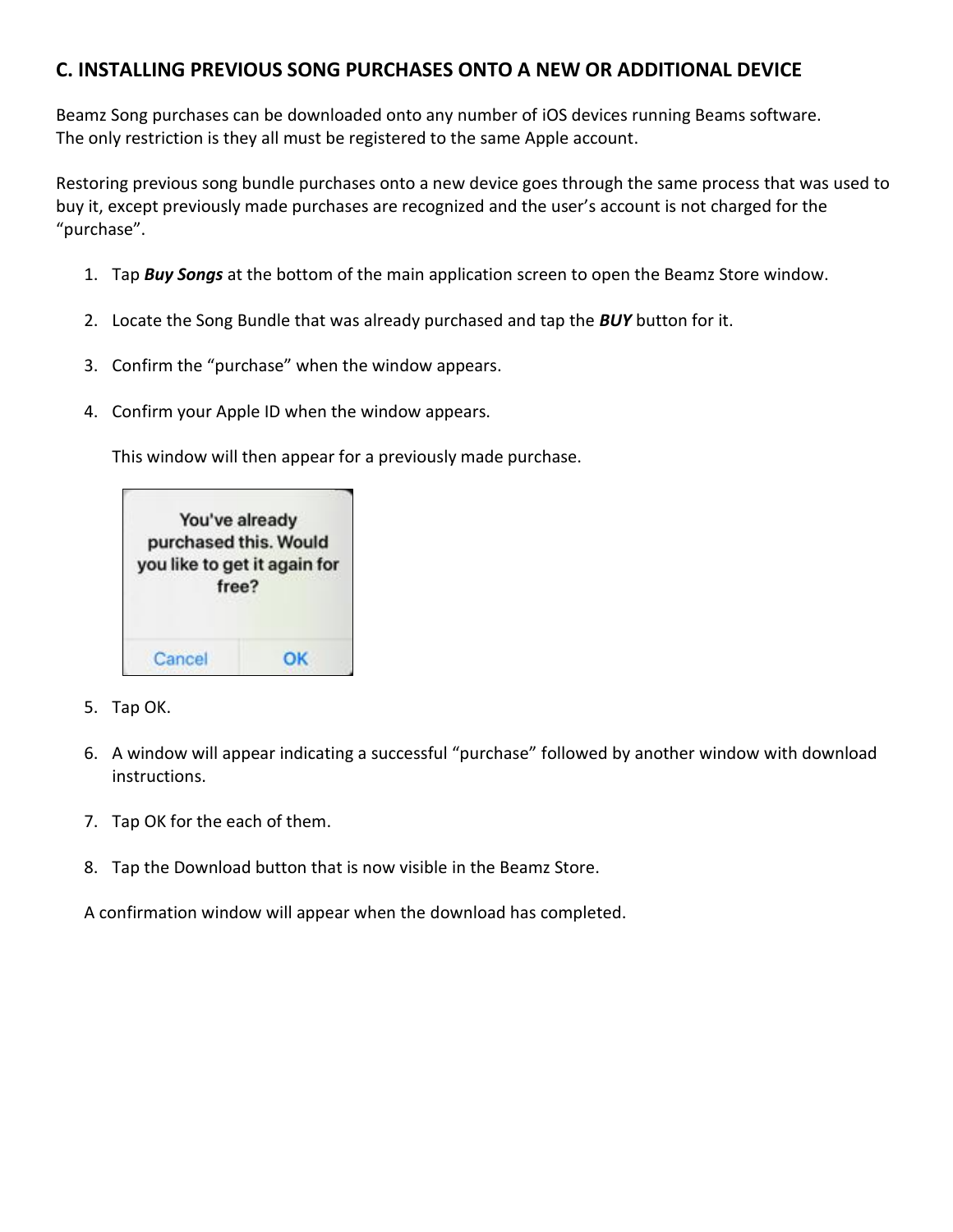## C. INSTALLING PREVIOUS SONG PURCHASES ONTO A NEW OR ADDITIONAL DEVICE

Beamz Song purchases can be downloaded onto any number of iOS devices running Beams software. The only restriction is they all must be registered to the same Apple account.

Restoring previous song bundle purchases onto a new device goes through the same process that was used to buy it, except previously made purchases are recognized and the user's account is not charged for the "purchase".

1. Tap ***Buy Songs*** at the bottom of the main application screen to open the Beamz Store window.

2. Locate the Song Bundle that was already purchased and tap the ***BUY*** button for it.

3. Confirm the "purchase" when the window appears.

4. Confirm your Apple ID when the window appears.

   This window will then appear for a previously made purchase.

   You've already purchased this. Would you like to get it again for free?

   Cancel | OK

5. Tap OK.

6. A window will appear indicating a successful "purchase" followed by another window with download instructions.

7. Tap OK for the each of them.

8. Tap the Download button that is now visible in the Beamz Store.

A confirmation window will appear when the download has completed.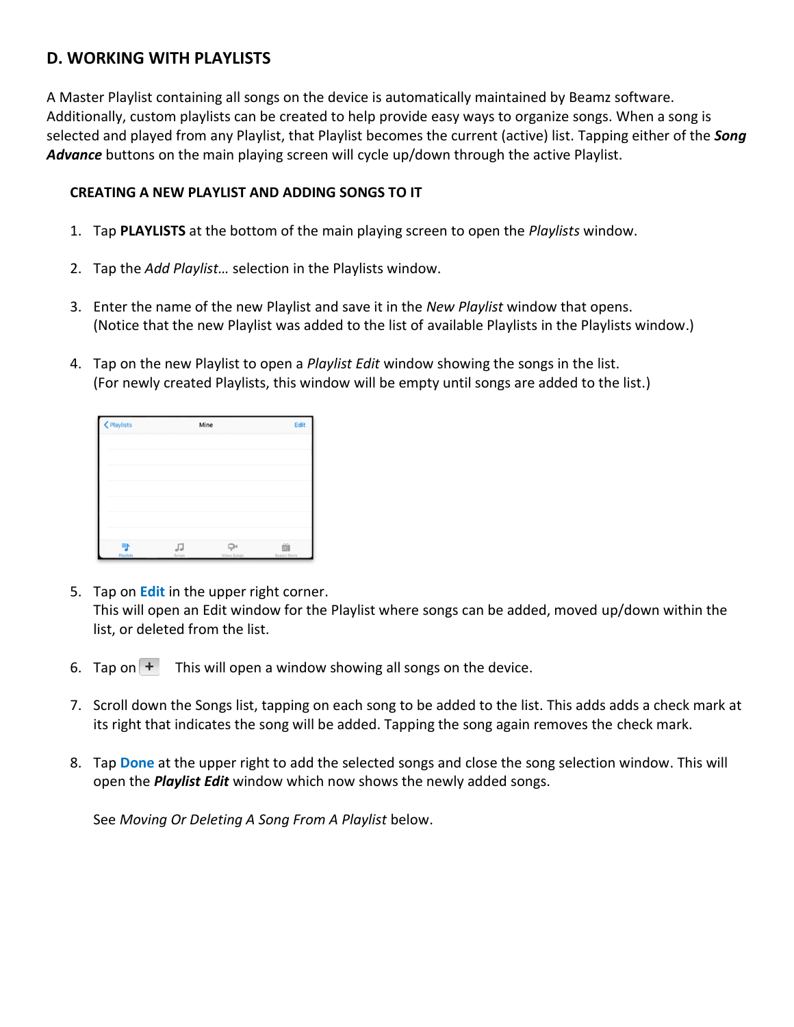## D. WORKING WITH PLAYLISTS

A Master Playlist containing all songs on the device is automatically maintained by Beamz software. Additionally, custom playlists can be created to help provide easy ways to organize songs. When a song is selected and played from any Playlist, that Playlist becomes the current (active) list. Tapping either of the ***Song Advance*** buttons on the main playing screen will cycle up/down through the active Playlist.

### CREATING A NEW PLAYLIST AND ADDING SONGS TO IT

1. Tap **PLAYLISTS** at the bottom of the main playing screen to open the *Playlists* window.

2. Tap the *Add Playlist…* selection in the Playlists window.

3. Enter the name of the new Playlist and save it in the *New Playlist* window that opens.
   (Notice that the new Playlist was added to the list of available Playlists in the Playlists window.)

4. Tap on the new Playlist to open a *Playlist Edit* window showing the songs in the list.
   (For newly created Playlists, this window will be empty until songs are added to the list.)

5. Tap on **Edit** in the upper right corner.
   This will open an Edit window for the Playlist where songs can be added, moved up/down within the list, or deleted from the list.

6. Tap on **+** This will open a window showing all songs on the device.

7. Scroll down the Songs list, tapping on each song to be added to the list. This adds adds a check mark at its right that indicates the song will be added. Tapping the song again removes the check mark.

8. Tap **Done** at the upper right to add the selected songs and close the song selection window. This will open the ***Playlist Edit*** window which now shows the newly added songs.

   See *Moving Or Deleting A Song From A Playlist* below.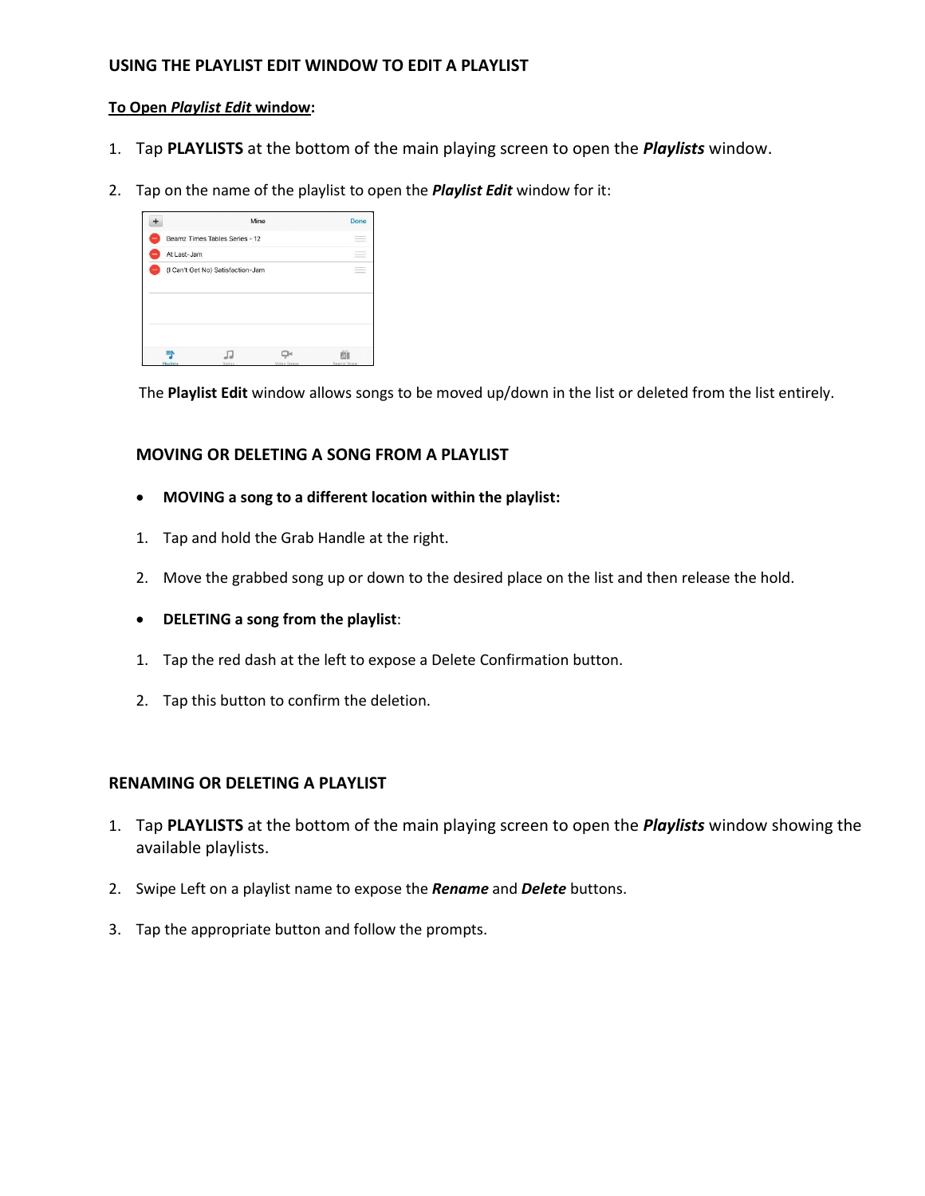## USING THE PLAYLIST EDIT WINDOW TO EDIT A PLAYLIST

**To Open *Playlist Edit* window:**

1. Tap **PLAYLISTS** at the bottom of the main playing screen to open the ***Playlists*** window.
2. Tap on the name of the playlist to open the ***Playlist Edit*** window for it:

The **Playlist Edit** window allows songs to be moved up/down in the list or deleted from the list entirely.

### MOVING OR DELETING A SONG FROM A PLAYLIST

- **MOVING a song to a different location within the playlist:**

1. Tap and hold the Grab Handle at the right.
2. Move the grabbed song up or down to the desired place on the list and then release the hold.

- **DELETING a song from the playlist**:

1. Tap the red dash at the left to expose a Delete Confirmation button.
2. Tap this button to confirm the deletion.

## RENAMING OR DELETING A PLAYLIST

1. Tap **PLAYLISTS** at the bottom of the main playing screen to open the ***Playlists*** window showing the available playlists.
2. Swipe Left on a playlist name to expose the ***Rename*** and ***Delete*** buttons.
3. Tap the appropriate button and follow the prompts.